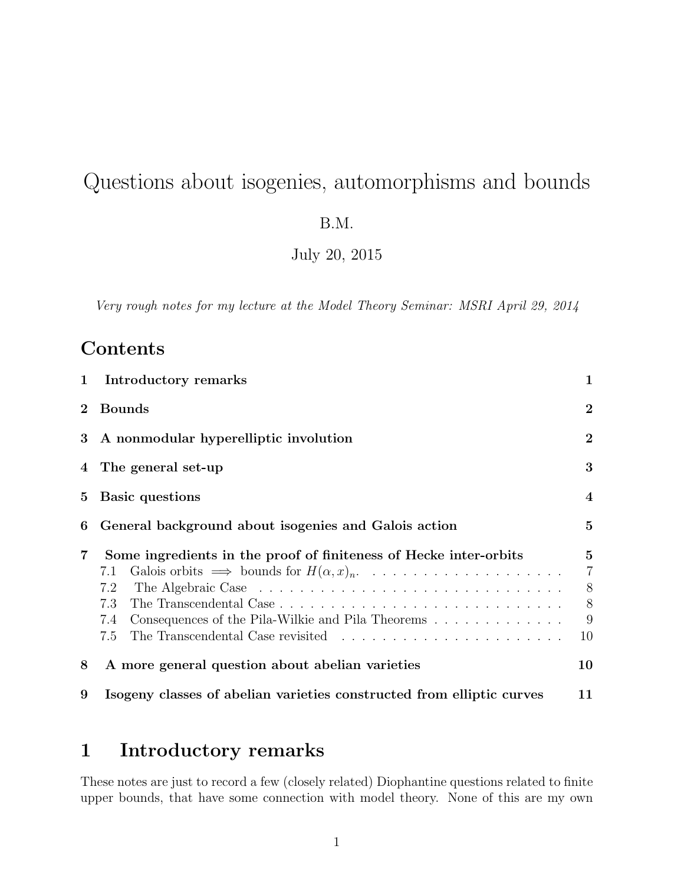# Questions about isogenies, automorphisms and bounds

B.M.

July 20, 2015

*Very rough notes for my lecture at the Model Theory Seminar: MSRI April 29, 2014*

## Contents

1 Introductory remarks — 1

2 Bounds — 2

3 A nonmodular hyperelliptic involution — 2

4 The general set-up — 3

5 Basic questions — 4

6 General background about isogenies and Galois action — 5

7 Some ingredients in the proof of finiteness of Hecke inter-orbits — 5

- 7.1 Galois orbits $\implies$ bounds for $H(\alpha, x)_n$. — 7
- 7.2 The Algebraic Case — 8
- 7.3 The Transcendental Case — 8
- 7.4 Consequences of the Pila-Wilkie and Pila Theorems — 9
- 7.5 The Transcendental Case revisited — 10

8 A more general question about abelian varieties — 10

9 Isogeny classes of abelian varieties constructed from elliptic curves — 11

## 1 Introductory remarks

These notes are just to record a few (closely related) Diophantine questions related to finite upper bounds, that have some connection with model theory. None of this are my own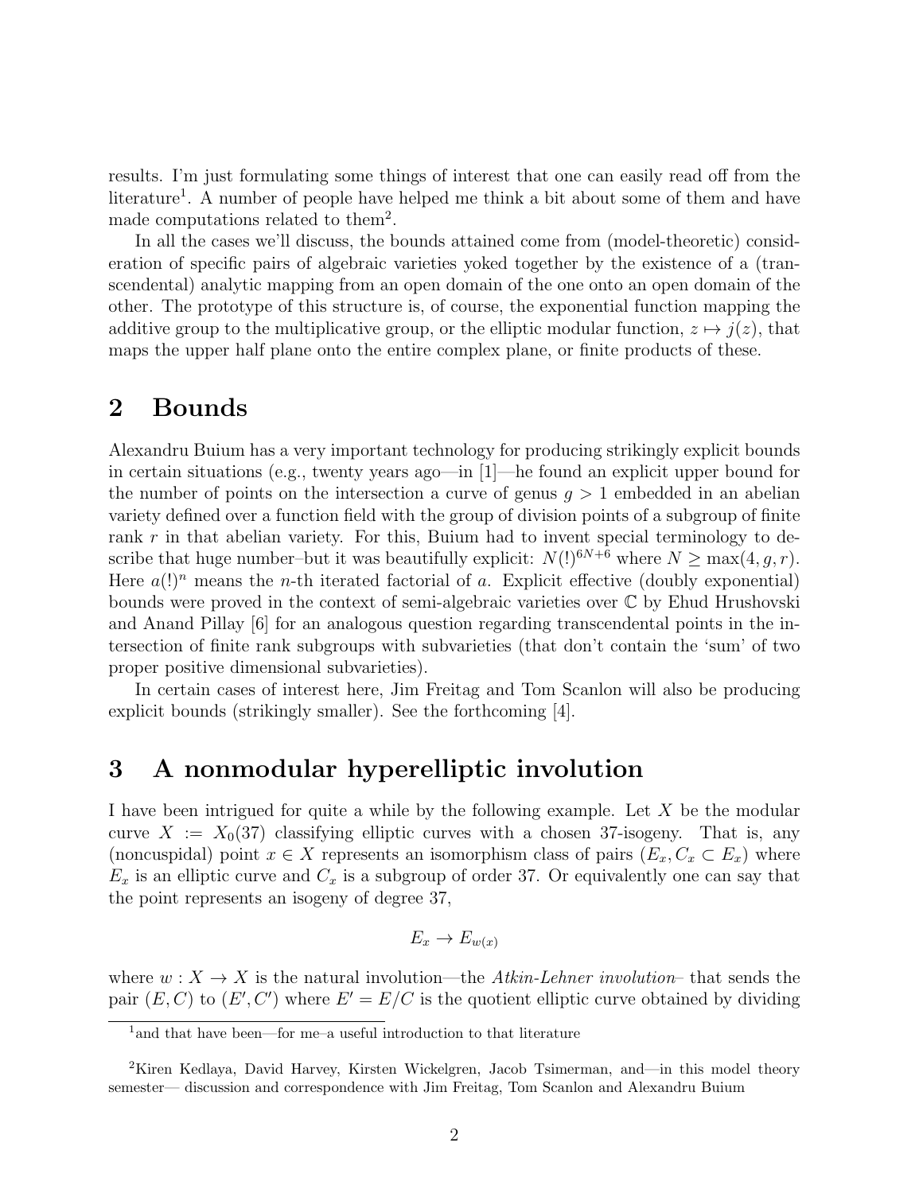results. I'm just formulating some things of interest that one can easily read off from the literature[1]. A number of people have helped me think a bit about some of them and have made computations related to them[2].

In all the cases we'll discuss, the bounds attained come from (model-theoretic) consideration of specific pairs of algebraic varieties yoked together by the existence of a (transcendental) analytic mapping from an open domain of the one onto an open domain of the other. The prototype of this structure is, of course, the exponential function mapping the additive group to the multiplicative group, or the elliptic modular function, $z \mapsto j(z)$, that maps the upper half plane onto the entire complex plane, or finite products of these.

## 2 Bounds

Alexandru Buium has a very important technology for producing strikingly explicit bounds in certain situations (e.g., twenty years ago—in [1]—he found an explicit upper bound for the number of points on the intersection a curve of genus $g > 1$ embedded in an abelian variety defined over a function field with the group of division points of a subgroup of finite rank $r$ in that abelian variety. For this, Buium had to invent special terminology to describe that huge number–but it was beautifully explicit: $N(!)^{6N+6}$ where $N \geq \max(4, g, r)$. Here $a(!)^n$ means the $n$-th iterated factorial of $a$. Explicit effective (doubly exponential) bounds were proved in the context of semi-algebraic varieties over $\mathbb{C}$ by Ehud Hrushovski and Anand Pillay [6] for an analogous question regarding transcendental points in the intersection of finite rank subgroups with subvarieties (that don't contain the 'sum' of two proper positive dimensional subvarieties).

In certain cases of interest here, Jim Freitag and Tom Scanlon will also be producing explicit bounds (strikingly smaller). See the forthcoming [4].

## 3 A nonmodular hyperelliptic involution

I have been intrigued for quite a while by the following example. Let $X$ be the modular curve $X := X_0(37)$ classifying elliptic curves with a chosen 37-isogeny. That is, any (noncuspidal) point $x \in X$ represents an isomorphism class of pairs $(E_x, C_x \subset E_x)$ where $E_x$ is an elliptic curve and $C_x$ is a subgroup of order 37. Or equivalently one can say that the point represents an isogeny of degree 37,

$$E_x \to E_{w(x)}$$

where $w : X \to X$ is the natural involution—the *Atkin-Lehner involution*– that sends the pair $(E, C)$ to $(E', C')$ where $E' = E/C$ is the quotient elliptic curve obtained by dividing

[1] and that have been—for me–a useful introduction to that literature

[2] Kiren Kedlaya, David Harvey, Kirsten Wickelgren, Jacob Tsimerman, and—in this model theory semester— discussion and correspondence with Jim Freitag, Tom Scanlon and Alexandru Buium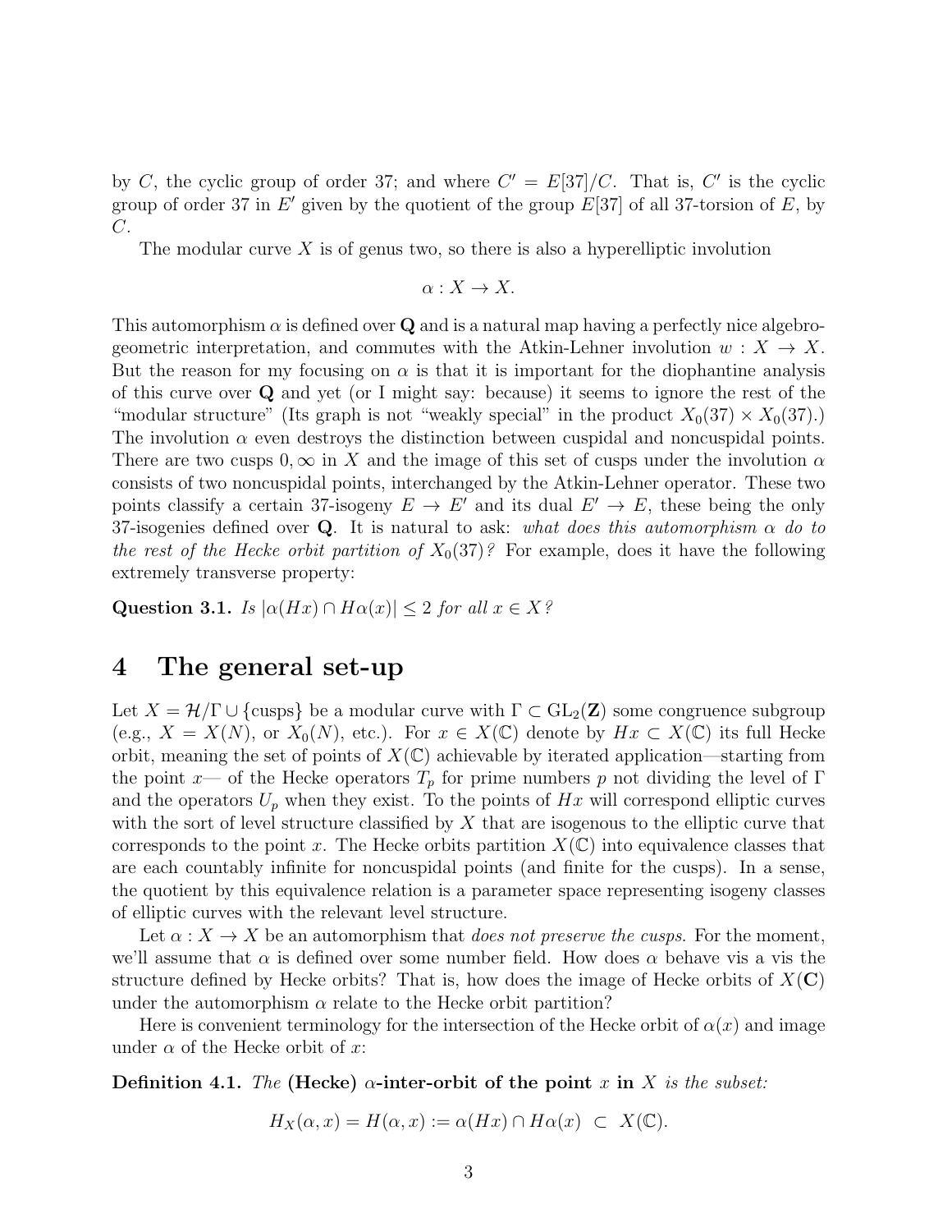by $C$, the cyclic group of order 37; and where $C' = E[37]/C$. That is, $C'$ is the cyclic group of order 37 in $E'$ given by the quotient of the group $E[37]$ of all 37-torsion of $E$, by $C$.

The modular curve $X$ is of genus two, so there is also a hyperelliptic involution

$$\alpha : X \to X.$$

This automorphism $\alpha$ is defined over $\mathbf{Q}$ and is a natural map having a perfectly nice algebro-geometric interpretation, and commutes with the Atkin-Lehner involution $w : X \to X$. But the reason for my focusing on $\alpha$ is that it is important for the diophantine analysis of this curve over $\mathbf{Q}$ and yet (or I might say: because) it seems to ignore the rest of the "modular structure" (Its graph is not "weakly special" in the product $X_0(37) \times X_0(37)$.) The involution $\alpha$ even destroys the distinction between cuspidal and noncuspidal points. There are two cusps $0, \infty$ in $X$ and the image of this set of cusps under the involution $\alpha$ consists of two noncuspidal points, interchanged by the Atkin-Lehner operator. These two points classify a certain 37-isogeny $E \to E'$ and its dual $E' \to E$, these being the only 37-isogenies defined over $\mathbf{Q}$. It is natural to ask: *what does this automorphism $\alpha$ do to the rest of the Hecke orbit partition of $X_0(37)$?* For example, does it have the following extremely transverse property:

**Question 3.1.** *Is $|\alpha(Hx) \cap H\alpha(x)| \leq 2$ for all $x \in X$?*

# 4 The general set-up

Let $X = \mathcal{H}/\Gamma \cup \{\text{cusps}\}$ be a modular curve with $\Gamma \subset \mathrm{GL}_2(\mathbf{Z})$ some congruence subgroup (e.g., $X = X(N)$, or $X_0(N)$, etc.). For $x \in X(\mathbb{C})$ denote by $Hx \subset X(\mathbb{C})$ its full Hecke orbit, meaning the set of points of $X(\mathbb{C})$ achievable by iterated application—starting from the point $x$— of the Hecke operators $T_p$ for prime numbers $p$ not dividing the level of $\Gamma$ and the operators $U_p$ when they exist. To the points of $Hx$ will correspond elliptic curves with the sort of level structure classified by $X$ that are isogenous to the elliptic curve that corresponds to the point $x$. The Hecke orbits partition $X(\mathbb{C})$ into equivalence classes that are each countably infinite for noncuspidal points (and finite for the cusps). In a sense, the quotient by this equivalence relation is a parameter space representing isogeny classes of elliptic curves with the relevant level structure.

Let $\alpha : X \to X$ be an automorphism that *does not preserve the cusps*. For the moment, we'll assume that $\alpha$ is defined over some number field. How does $\alpha$ behave vis a vis the structure defined by Hecke orbits? That is, how does the image of Hecke orbits of $X(\mathbf{C})$ under the automorphism $\alpha$ relate to the Hecke orbit partition?

Here is convenient terminology for the intersection of the Hecke orbit of $\alpha(x)$ and image under $\alpha$ of the Hecke orbit of $x$:

**Definition 4.1.** *The* **(Hecke) $\alpha$-inter-orbit of the point $x$ in $X$** *is the subset:*

$$H_X(\alpha, x) = H(\alpha, x) := \alpha(Hx) \cap H\alpha(x) \subset X(\mathbb{C}).$$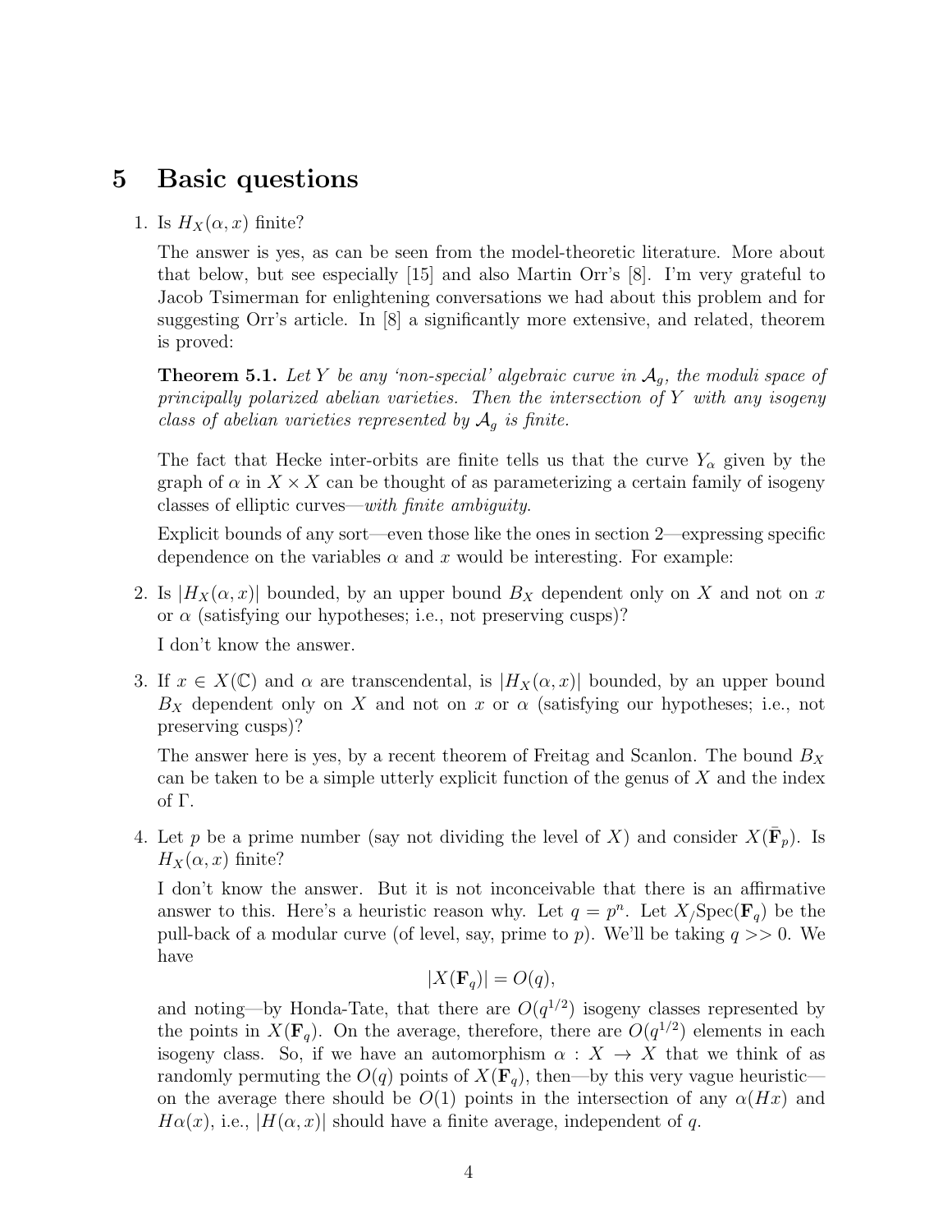# 5 Basic questions

1. Is $H_X(\alpha, x)$ finite?

   The answer is yes, as can be seen from the model-theoretic literature. More about that below, but see especially [15] and also Martin Orr's [8]. I'm very grateful to Jacob Tsimerman for enlightening conversations we had about this problem and for suggesting Orr's article. In [8] a significantly more extensive, and related, theorem is proved:

   **Theorem 5.1.** *Let $Y$ be any 'non-special' algebraic curve in $\mathcal{A}_g$, the moduli space of principally polarized abelian varieties. Then the intersection of $Y$ with any isogeny class of abelian varieties represented by $\mathcal{A}_g$ is finite.*

   The fact that Hecke inter-orbits are finite tells us that the curve $Y_\alpha$ given by the graph of $\alpha$ in $X \times X$ can be thought of as parameterizing a certain family of isogeny classes of elliptic curves—*with finite ambiguity*.

   Explicit bounds of any sort—even those like the ones in section 2—expressing specific dependence on the variables $\alpha$ and $x$ would be interesting. For example:

2. Is $|H_X(\alpha, x)|$ bounded, by an upper bound $B_X$ dependent only on $X$ and not on $x$ or $\alpha$ (satisfying our hypotheses; i.e., not preserving cusps)?

   I don't know the answer.

3. If $x \in X(\mathbb{C})$ and $\alpha$ are transcendental, is $|H_X(\alpha, x)|$ bounded, by an upper bound $B_X$ dependent only on $X$ and not on $x$ or $\alpha$ (satisfying our hypotheses; i.e., not preserving cusps)?

   The answer here is yes, by a recent theorem of Freitag and Scanlon. The bound $B_X$ can be taken to be a simple utterly explicit function of the genus of $X$ and the index of $\Gamma$.

4. Let $p$ be a prime number (say not dividing the level of $X$) and consider $X(\bar{\mathbf{F}}_p)$. Is $H_X(\alpha, x)$ finite?

   I don't know the answer. But it is not inconceivable that there is an affirmative answer to this. Here's a heuristic reason why. Let $q = p^n$. Let $X_{/}\mathrm{Spec}(\mathbf{F}_q)$ be the pull-back of a modular curve (of level, say, prime to $p$). We'll be taking $q >> 0$. We have

   $$|X(\mathbf{F}_q)| = O(q),$$

   and noting—by Honda-Tate, that there are $O(q^{1/2})$ isogeny classes represented by the points in $X(\mathbf{F}_q)$. On the average, therefore, there are $O(q^{1/2})$ elements in each isogeny class. So, if we have an automorphism $\alpha : X \to X$ that we think of as randomly permuting the $O(q)$ points of $X(\mathbf{F}_q)$, then—by this very vague heuristic—on the average there should be $O(1)$ points in the intersection of any $\alpha(Hx)$ and $H\alpha(x)$, i.e., $|H(\alpha, x)|$ should have a finite average, independent of $q$.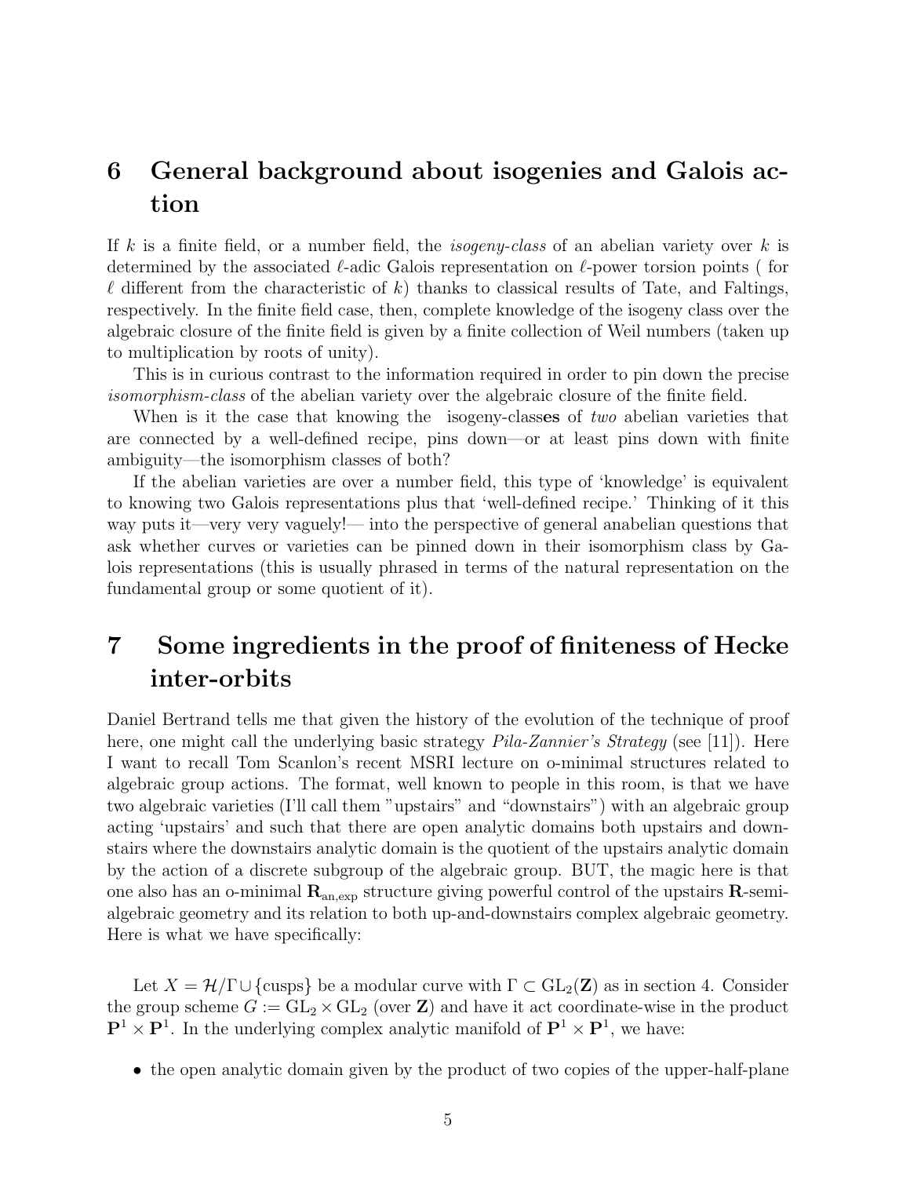## 6 General background about isogenies and Galois action

If $k$ is a finite field, or a number field, the *isogeny-class* of an abelian variety over $k$ is determined by the associated $\ell$-adic Galois representation on $\ell$-power torsion points ( for $\ell$ different from the characteristic of $k$) thanks to classical results of Tate, and Faltings, respectively. In the finite field case, then, complete knowledge of the isogeny class over the algebraic closure of the finite field is given by a finite collection of Weil numbers (taken up to multiplication by roots of unity).

This is in curious contrast to the information required in order to pin down the precise *isomorphism-class* of the abelian variety over the algebraic closure of the finite field.

When is it the case that knowing the isogeny-class**es** of *two* abelian varieties that are connected by a well-defined recipe, pins down—or at least pins down with finite ambiguity—the isomorphism classes of both?

If the abelian varieties are over a number field, this type of 'knowledge' is equivalent to knowing two Galois representations plus that 'well-defined recipe.' Thinking of it this way puts it—very very vaguely!— into the perspective of general anabelian questions that ask whether curves or varieties can be pinned down in their isomorphism class by Galois representations (this is usually phrased in terms of the natural representation on the fundamental group or some quotient of it).

## 7 Some ingredients in the proof of finiteness of Hecke inter-orbits

Daniel Bertrand tells me that given the history of the evolution of the technique of proof here, one might call the underlying basic strategy *Pila-Zannier's Strategy* (see [11]). Here I want to recall Tom Scanlon's recent MSRI lecture on o-minimal structures related to algebraic group actions. The format, well known to people in this room, is that we have two algebraic varieties (I'll call them "upstairs" and "downstairs") with an algebraic group acting 'upstairs' and such that there are open analytic domains both upstairs and downstairs where the downstairs analytic domain is the quotient of the upstairs analytic domain by the action of a discrete subgroup of the algebraic group. BUT, the magic here is that one also has an o-minimal $\mathbf{R}_{\text{an,exp}}$ structure giving powerful control of the upstairs $\mathbf{R}$-semi-algebraic geometry and its relation to both up-and-downstairs complex algebraic geometry. Here is what we have specifically:

Let $X = \mathcal{H}/\Gamma \cup \{\text{cusps}\}$ be a modular curve with $\Gamma \subset \mathrm{GL}_2(\mathbf{Z})$ as in section 4. Consider the group scheme $G := \mathrm{GL}_2 \times \mathrm{GL}_2$ (over $\mathbf{Z}$) and have it act coordinate-wise in the product $\mathbf{P}^1 \times \mathbf{P}^1$. In the underlying complex analytic manifold of $\mathbf{P}^1 \times \mathbf{P}^1$, we have:

- the open analytic domain given by the product of two copies of the upper-half-plane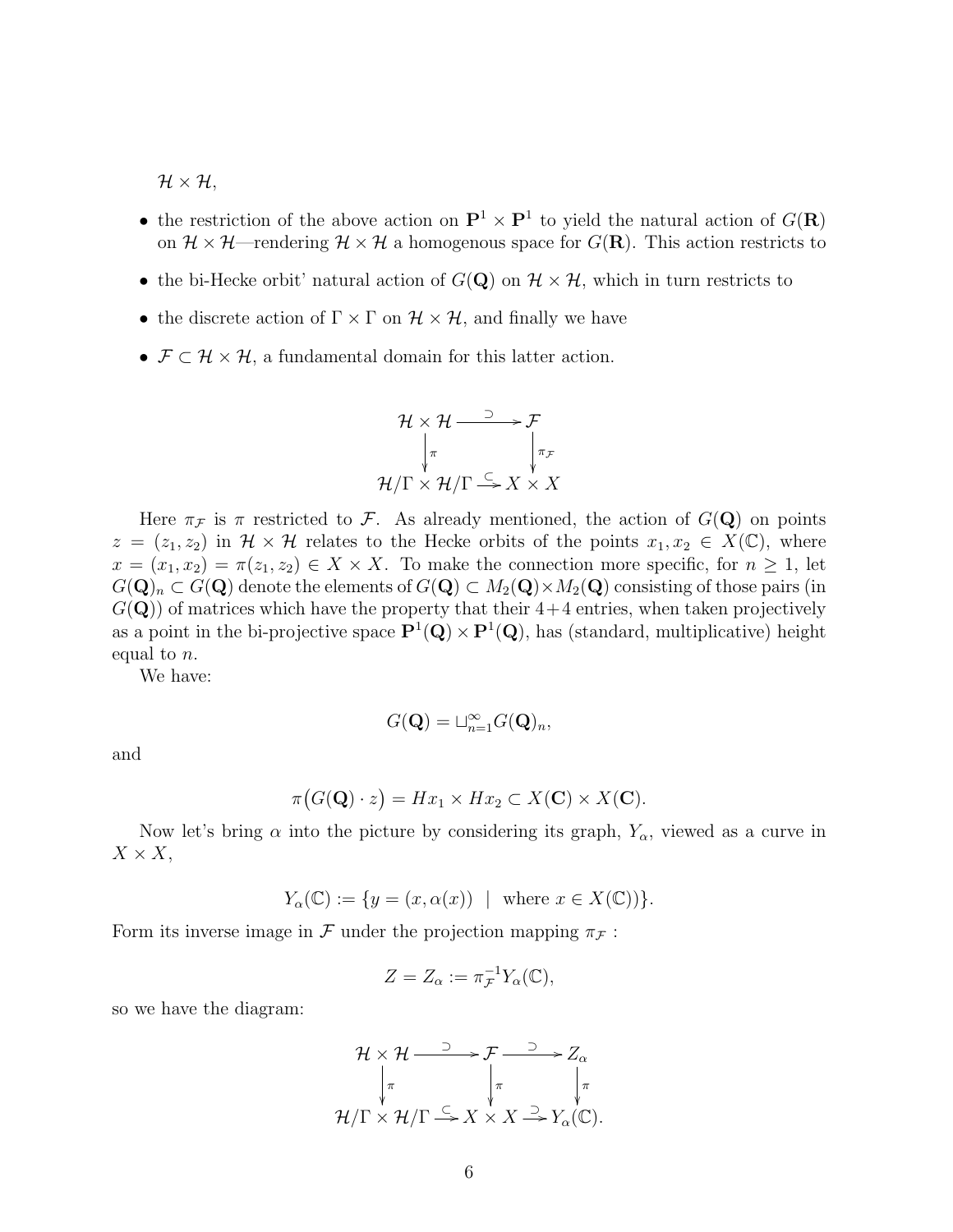$\mathcal{H} \times \mathcal{H}$,

- the restriction of the above action on $\mathbf{P}^1 \times \mathbf{P}^1$ to yield the natural action of $G(\mathbf{R})$ on $\mathcal{H} \times \mathcal{H}$—rendering $\mathcal{H} \times \mathcal{H}$ a homogenous space for $G(\mathbf{R})$. This action restricts to
- the bi-Hecke orbit' natural action of $G(\mathbf{Q})$ on $\mathcal{H} \times \mathcal{H}$, which in turn restricts to
- the discrete action of $\Gamma \times \Gamma$ on $\mathcal{H} \times \mathcal{H}$, and finally we have
- $\mathcal{F} \subset \mathcal{H} \times \mathcal{H}$, a fundamental domain for this latter action.

$$
\begin{array}{ccc}
\mathcal{H} \times \mathcal{H} & \xrightarrow{\supset} & \mathcal{F} \\
\big\downarrow \pi & & \big\downarrow \pi_{\mathcal{F}} \\
\mathcal{H}/\Gamma \times \mathcal{H}/\Gamma & \xrightarrow{\subset} & X \times X
\end{array}
$$

Here $\pi_{\mathcal{F}}$ is $\pi$ restricted to $\mathcal{F}$. As already mentioned, the action of $G(\mathbf{Q})$ on points $z = (z_1, z_2)$ in $\mathcal{H} \times \mathcal{H}$ relates to the Hecke orbits of the points $x_1, x_2 \in X(\mathbb{C})$, where $x = (x_1, x_2) = \pi(z_1, z_2) \in X \times X$. To make the connection more specific, for $n \geq 1$, let $G(\mathbf{Q})_n \subset G(\mathbf{Q})$ denote the elements of $G(\mathbf{Q}) \subset M_2(\mathbf{Q}) \times M_2(\mathbf{Q})$ consisting of those pairs (in $G(\mathbf{Q})$) of matrices which have the property that their $4+4$ entries, when taken projectively as a point in the bi-projective space $\mathbf{P}^1(\mathbf{Q}) \times \mathbf{P}^1(\mathbf{Q})$, has (standard, multiplicative) height equal to $n$.

We have:

$$
G(\mathbf{Q}) = \sqcup_{n=1}^{\infty} G(\mathbf{Q})_n,
$$

and

$$
\pi\big(G(\mathbf{Q}) \cdot z\big) = Hx_1 \times Hx_2 \subset X(\mathbf{C}) \times X(\mathbf{C}).
$$

Now let's bring $\alpha$ into the picture by considering its graph, $Y_\alpha$, viewed as a curve in $X \times X$,

$$
Y_\alpha(\mathbb{C}) := \{y = (x, \alpha(x)) \ \mid \ \text{where } x \in X(\mathbb{C}))\}.
$$

Form its inverse image in $\mathcal{F}$ under the projection mapping $\pi_{\mathcal{F}}$ :

$$
Z = Z_\alpha := \pi_{\mathcal{F}}^{-1} Y_\alpha(\mathbb{C}),
$$

so we have the diagram:

$$
\begin{array}{ccccc}
\mathcal{H} \times \mathcal{H} & \xrightarrow{\supset} & \mathcal{F} & \xrightarrow{\supset} & Z_\alpha \\
\big\downarrow \pi & & \big\downarrow \pi & & \big\downarrow \pi \\
\mathcal{H}/\Gamma \times \mathcal{H}/\Gamma & \xrightarrow{\subset} & X \times X & \xrightarrow{\supset} & Y_\alpha(\mathbb{C}).
\end{array}
$$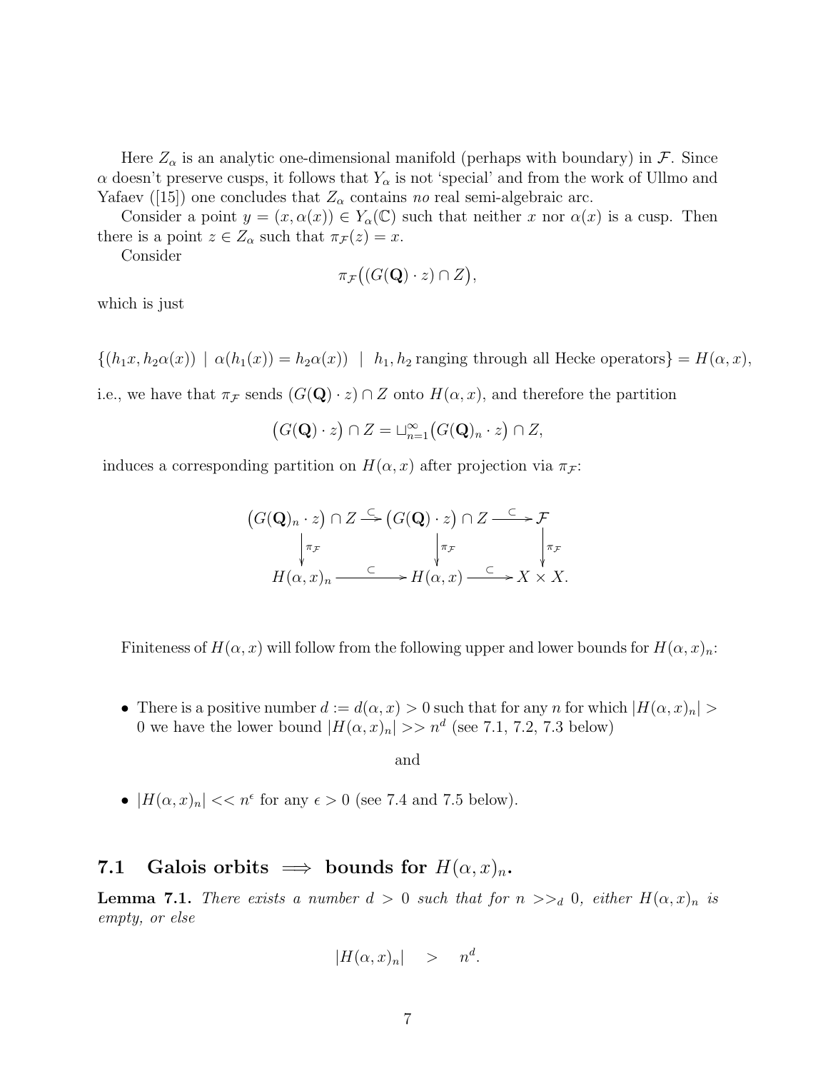Here $Z_\alpha$ is an analytic one-dimensional manifold (perhaps with boundary) in $\mathcal{F}$. Since $\alpha$ doesn't preserve cusps, it follows that $Y_\alpha$ is not 'special' and from the work of Ullmo and Yafaev ([15]) one concludes that $Z_\alpha$ contains *no* real semi-algebraic arc.

Consider a point $y = (x, \alpha(x)) \in Y_\alpha(\mathbb{C})$ such that neither $x$ nor $\alpha(x)$ is a cusp. Then there is a point $z \in Z_\alpha$ such that $\pi_{\mathcal{F}}(z) = x$.

Consider

$$\pi_{\mathcal{F}}\big((G(\mathbf{Q}) \cdot z) \cap Z\big),$$

which is just

$$\{(h_1 x, h_2\alpha(x)) \mid \alpha(h_1(x)) = h_2\alpha(x)) \mid h_1, h_2 \text{ ranging through all Hecke operators}\} = H(\alpha, x),$$

i.e., we have that $\pi_{\mathcal{F}}$ sends $(G(\mathbf{Q}) \cdot z) \cap Z$ onto $H(\alpha, x)$, and therefore the partition

$$\big(G(\mathbf{Q}) \cdot z\big) \cap Z = \sqcup_{n=1}^{\infty} \big(G(\mathbf{Q})_n \cdot z\big) \cap Z,$$

induces a corresponding partition on $H(\alpha, x)$ after projection via $\pi_{\mathcal{F}}$:

$$\begin{array}{ccccc}
\big(G(\mathbf{Q})_n \cdot z\big) \cap Z & \xrightarrow{\subset} & \big(G(\mathbf{Q}) \cdot z\big) \cap Z & \xrightarrow{\subset} & \mathcal{F} \\
\downarrow \pi_{\mathcal{F}} & & \downarrow \pi_{\mathcal{F}} & & \downarrow \pi_{\mathcal{F}} \\
H(\alpha, x)_n & \xrightarrow{\subset} & H(\alpha, x) & \xrightarrow{\subset} & X \times X.
\end{array}$$

Finiteness of $H(\alpha, x)$ will follow from the following upper and lower bounds for $H(\alpha, x)_n$:

- There is a positive number $d := d(\alpha, x) > 0$ such that for any $n$ for which $|H(\alpha, x)_n| > 0$ we have the lower bound $|H(\alpha, x)_n| >> n^d$ (see 7.1, 7.2, 7.3 below)

and

- $|H(\alpha, x)_n| << n^\epsilon$ for any $\epsilon > 0$ (see 7.4 and 7.5 below).

## 7.1 Galois orbits $\implies$ bounds for $H(\alpha, x)_n$.

**Lemma 7.1.** *There exists a number $d > 0$ such that for $n >>_d 0$, either $H(\alpha, x)_n$ is empty, or else*

$$|H(\alpha, x)_n| \quad > \quad n^d.$$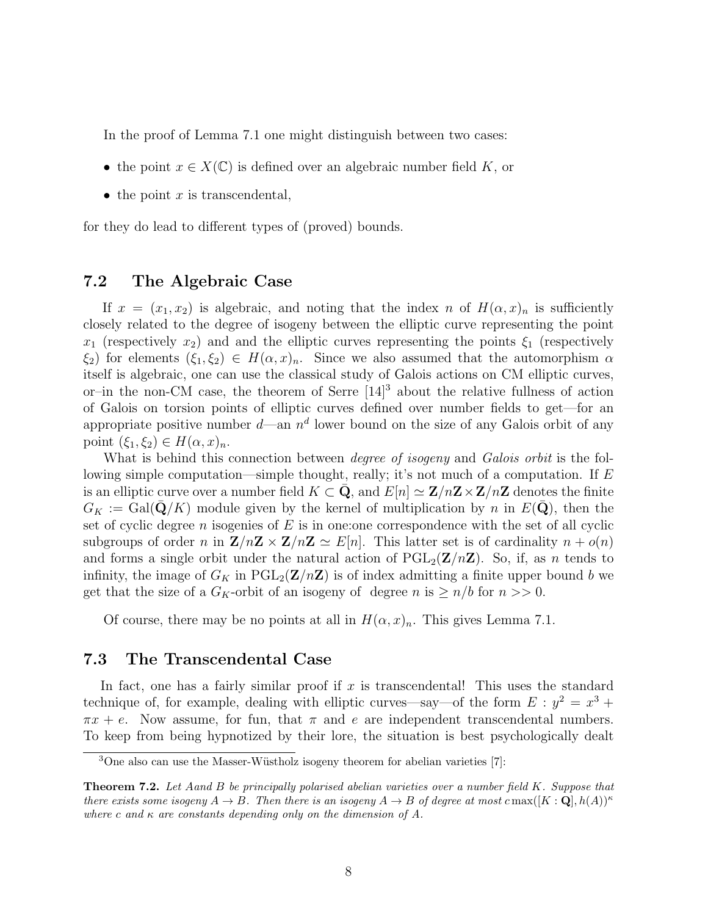In the proof of Lemma 7.1 one might distinguish between two cases:

- the point $x \in X(\mathbb{C})$ is defined over an algebraic number field $K$, or
- the point $x$ is transcendental,

for they do lead to different types of (proved) bounds.

## 7.2 The Algebraic Case

If $x = (x_1, x_2)$ is algebraic, and noting that the index $n$ of $H(\alpha, x)_n$ is sufficiently closely related to the degree of isogeny between the elliptic curve representing the point $x_1$ (respectively $x_2$) and and the elliptic curves representing the points $\xi_1$ (respectively $\xi_2$) for elements $(\xi_1, \xi_2) \in H(\alpha, x)_n$. Since we also assumed that the automorphism $\alpha$ itself is algebraic, one can use the classical study of Galois actions on CM elliptic curves, or–in the non-CM case, the theorem of Serre [14][3] about the relative fullness of action of Galois on torsion points of elliptic curves defined over number fields to get—for an appropriate positive number $d$—an $n^d$ lower bound on the size of any Galois orbit of any point $(\xi_1, \xi_2) \in H(\alpha, x)_n$.

What is behind this connection between *degree of isogeny* and *Galois orbit* is the following simple computation—simple thought, really; it's not much of a computation. If $E$ is an elliptic curve over a number field $K \subset \bar{\mathbf{Q}}$, and $E[n] \simeq \mathbf{Z}/n\mathbf{Z} \times \mathbf{Z}/n\mathbf{Z}$ denotes the finite $G_K := \mathrm{Gal}(\bar{\mathbf{Q}}/K)$ module given by the kernel of multiplication by $n$ in $E(\bar{\mathbf{Q}})$, then the set of cyclic degree $n$ isogenies of $E$ is in one:one correspondence with the set of all cyclic subgroups of order $n$ in $\mathbf{Z}/n\mathbf{Z} \times \mathbf{Z}/n\mathbf{Z} \simeq E[n]$. This latter set is of cardinality $n + o(n)$ and forms a single orbit under the natural action of $\mathrm{PGL}_2(\mathbf{Z}/n\mathbf{Z})$. So, if, as $n$ tends to infinity, the image of $G_K$ in $\mathrm{PGL}_2(\mathbf{Z}/n\mathbf{Z})$ is of index admitting a finite upper bound $b$ we get that the size of a $G_K$-orbit of an isogeny of degree $n$ is $\geq n/b$ for $n >> 0$.

Of course, there may be no points at all in $H(\alpha, x)_n$. This gives Lemma 7.1.

## 7.3 The Transcendental Case

In fact, one has a fairly similar proof if $x$ is transcendental! This uses the standard technique of, for example, dealing with elliptic curves—say—of the form $E : y^2 = x^3 + \pi x + e$. Now assume, for fun, that $\pi$ and $e$ are independent transcendental numbers. To keep from being hypnotized by their lore, the situation is best psychologically dealt

---

[3] One also can use the Masser-Wüstholz isogeny theorem for abelian varieties [7]:

**Theorem 7.2.** *Let $A$and $B$ be principally polarised abelian varieties over a number field $K$. Suppose that there exists some isogeny $A \to B$. Then there is an isogeny $A \to B$ of degree at most $c \max([K : \mathbf{Q}], h(A))^\kappa$ where $c$ and $\kappa$ are constants depending only on the dimension of $A$.*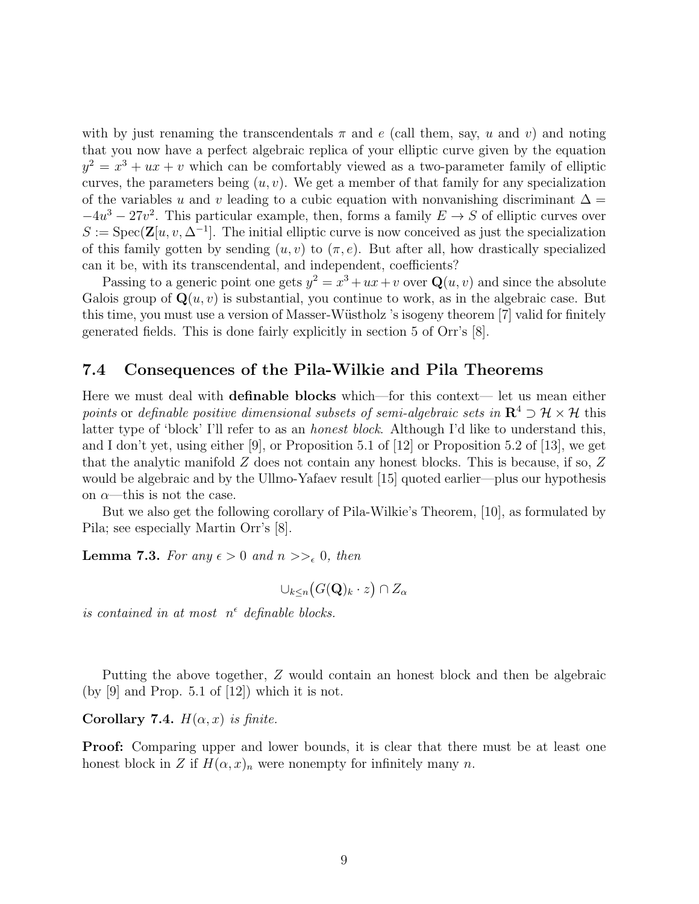with by just renaming the transcendentals $\pi$ and $e$ (call them, say, $u$ and $v$) and noting that you now have a perfect algebraic replica of your elliptic curve given by the equation $y^2 = x^3 + ux + v$ which can be comfortably viewed as a two-parameter family of elliptic curves, the parameters being $(u, v)$. We get a member of that family for any specialization of the variables $u$ and $v$ leading to a cubic equation with nonvanishing discriminant $\Delta = -4u^3 - 27v^2$. This particular example, then, forms a family $E \to S$ of elliptic curves over $S := \mathrm{Spec}(\mathbf{Z}[u, v, \Delta^{-1}]$. The initial elliptic curve is now conceived as just the specialization of this family gotten by sending $(u, v)$ to $(\pi, e)$. But after all, how drastically specialized can it be, with its transcendental, and independent, coefficients?

Passing to a generic point one gets $y^2 = x^3 + ux + v$ over $\mathbf{Q}(u, v)$ and since the absolute Galois group of $\mathbf{Q}(u, v)$ is substantial, you continue to work, as in the algebraic case. But this time, you must use a version of Masser-Wüstholz 's isogeny theorem [7] valid for finitely generated fields. This is done fairly explicitly in section 5 of Orr's [8].

## 7.4 Consequences of the Pila-Wilkie and Pila Theorems

Here we must deal with **definable blocks** which—for this context— let us mean either *points* or *definable positive dimensional subsets of semi-algebraic sets in* $\mathbf{R}^4 \supset \mathcal{H} \times \mathcal{H}$ this latter type of 'block' I'll refer to as an *honest block*. Although I'd like to understand this, and I don't yet, using either [9], or Proposition 5.1 of [12] or Proposition 5.2 of [13], we get that the analytic manifold $Z$ does not contain any honest blocks. This is because, if so, $Z$ would be algebraic and by the Ullmo-Yafaev result [15] quoted earlier—plus our hypothesis on $\alpha$—this is not the case.

But we also get the following corollary of Pila-Wilkie's Theorem, [10], as formulated by Pila; see especially Martin Orr's [8].

**Lemma 7.3.** *For any* $\epsilon > 0$ *and* $n >>_\epsilon 0$*, then*

$$\cup_{k \leq n} \big(G(\mathbf{Q})_k \cdot z\big) \cap Z_\alpha$$

*is contained in at most* $n^\epsilon$ *definable blocks.*

Putting the above together, $Z$ would contain an honest block and then be algebraic (by [9] and Prop. 5.1 of [12]) which it is not.

**Corollary 7.4.** *$H(\alpha, x)$ is finite.*

**Proof:** Comparing upper and lower bounds, it is clear that there must be at least one honest block in $Z$ if $H(\alpha, x)_n$ were nonempty for infinitely many $n$.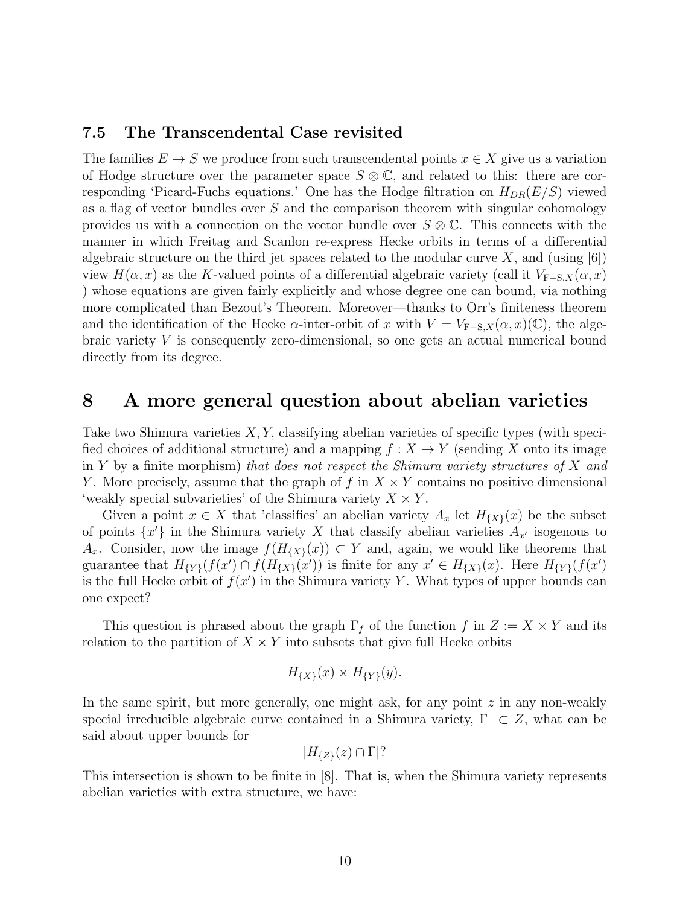### 7.5 The Transcendental Case revisited

The families $E \to S$ we produce from such transcendental points $x \in X$ give us a variation of Hodge structure over the parameter space $S \otimes \mathbb{C}$, and related to this: there are corresponding 'Picard-Fuchs equations.' One has the Hodge filtration on $H_{DR}(E/S)$ viewed as a flag of vector bundles over $S$ and the comparison theorem with singular cohomology provides us with a connection on the vector bundle over $S \otimes \mathbb{C}$. This connects with the manner in which Freitag and Scanlon re-express Hecke orbits in terms of a differential algebraic structure on the third jet spaces related to the modular curve $X$, and (using [6]) view $H(\alpha, x)$ as the $K$-valued points of a differential algebraic variety (call it $V_{\text{F}-\text{S},X}(\alpha, x)$ ) whose equations are given fairly explicitly and whose degree one can bound, via nothing more complicated than Bezout's Theorem. Moreover—thanks to Orr's finiteness theorem and the identification of the Hecke $\alpha$-inter-orbit of $x$ with $V = V_{\text{F}-\text{S},X}(\alpha, x)(\mathbb{C})$, the algebraic variety $V$ is consequently zero-dimensional, so one gets an actual numerical bound directly from its degree.

# 8 A more general question about abelian varieties

Take two Shimura varieties $X, Y$, classifying abelian varieties of specific types (with specified choices of additional structure) and a mapping $f : X \to Y$ (sending $X$ onto its image in $Y$ by a finite morphism) *that does not respect the Shimura variety structures of $X$ and $Y$*. More precisely, assume that the graph of $f$ in $X \times Y$ contains no positive dimensional 'weakly special subvarieties' of the Shimura variety $X \times Y$.

Given a point $x \in X$ that 'classifies' an abelian variety $A_x$ let $H_{\{X\}}(x)$ be the subset of points $\{x'\}$ in the Shimura variety $X$ that classify abelian varieties $A_{x'}$ isogenous to $A_x$. Consider, now the image $f(H_{\{X\}}(x)) \subset Y$ and, again, we would like theorems that guarantee that $H_{\{Y\}}(f(x') \cap f(H_{\{X\}}(x'))$ is finite for any $x' \in H_{\{X\}}(x)$. Here $H_{\{Y\}}(f(x')$ is the full Hecke orbit of $f(x')$ in the Shimura variety $Y$. What types of upper bounds can one expect?

This question is phrased about the graph $\Gamma_f$ of the function $f$ in $Z := X \times Y$ and its relation to the partition of $X \times Y$ into subsets that give full Hecke orbits

$$H_{\{X\}}(x) \times H_{\{Y\}}(y).$$

In the same spirit, but more generally, one might ask, for any point $z$ in any non-weakly special irreducible algebraic curve contained in a Shimura variety, $\Gamma \subset Z$, what can be said about upper bounds for

$$|H_{\{Z\}}(z) \cap \Gamma|?$$

This intersection is shown to be finite in [8]. That is, when the Shimura variety represents abelian varieties with extra structure, we have: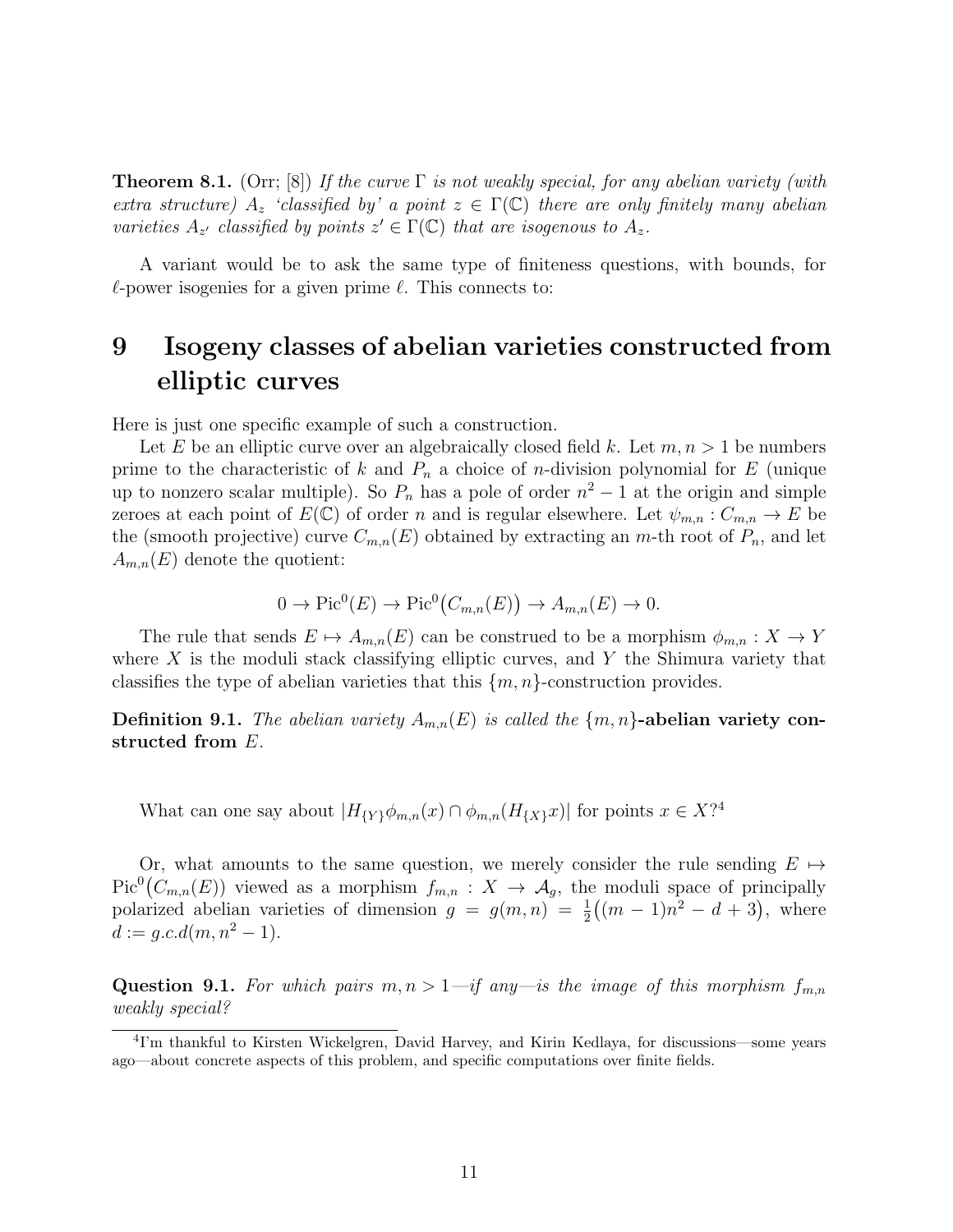**Theorem 8.1.** (Orr; [8]) *If the curve $\Gamma$ is not weakly special, for any abelian variety (with extra structure) $A_z$ 'classified by' a point $z \in \Gamma(\mathbb{C})$ there are only finitely many abelian varieties $A_{z'}$ classified by points $z' \in \Gamma(\mathbb{C})$ that are isogenous to $A_z$.*

A variant would be to ask the same type of finiteness questions, with bounds, for $\ell$-power isogenies for a given prime $\ell$. This connects to:

# 9 Isogeny classes of abelian varieties constructed from elliptic curves

Here is just one specific example of such a construction.

Let $E$ be an elliptic curve over an algebraically closed field $k$. Let $m, n > 1$ be numbers prime to the characteristic of $k$ and $P_n$ a choice of $n$-division polynomial for $E$ (unique up to nonzero scalar multiple). So $P_n$ has a pole of order $n^2 - 1$ at the origin and simple zeroes at each point of $E(\mathbb{C})$ of order $n$ and is regular elsewhere. Let $\psi_{m,n} : C_{m,n} \to E$ be the (smooth projective) curve $C_{m,n}(E)$ obtained by extracting an $m$-th root of $P_n$, and let $A_{m,n}(E)$ denote the quotient:

$$0 \to \mathrm{Pic}^0(E) \to \mathrm{Pic}^0\big(C_{m,n}(E)\big) \to A_{m,n}(E) \to 0.$$

The rule that sends $E \mapsto A_{m,n}(E)$ can be construed to be a morphism $\phi_{m,n} : X \to Y$ where $X$ is the moduli stack classifying elliptic curves, and $Y$ the Shimura variety that classifies the type of abelian varieties that this $\{m, n\}$-construction provides.

**Definition 9.1.** *The abelian variety $A_{m,n}(E)$ is called the* **$\{m, n\}$-abelian variety constructed from** *$E$.*

What can one say about $|H_{\{Y\}}\phi_{m,n}(x) \cap \phi_{m,n}(H_{\{X\}}x)|$ for points $x \in X$?[4]

Or, what amounts to the same question, we merely consider the rule sending $E \mapsto \mathrm{Pic}^0\big(C_{m,n}(E)\big)$ viewed as a morphism $f_{m,n} : X \to \mathcal{A}_g$, the moduli space of principally polarized abelian varieties of dimension $g = g(m, n) = \frac{1}{2}\big((m-1)n^2 - d + 3\big)$, where $d := g.c.d(m, n^2 - 1)$.

**Question 9.1.** *For which pairs $m, n > 1$—if any—is the image of this morphism $f_{m,n}$ weakly special?*

[4] I'm thankful to Kirsten Wickelgren, David Harvey, and Kirin Kedlaya, for discussions—some years ago—about concrete aspects of this problem, and specific computations over finite fields.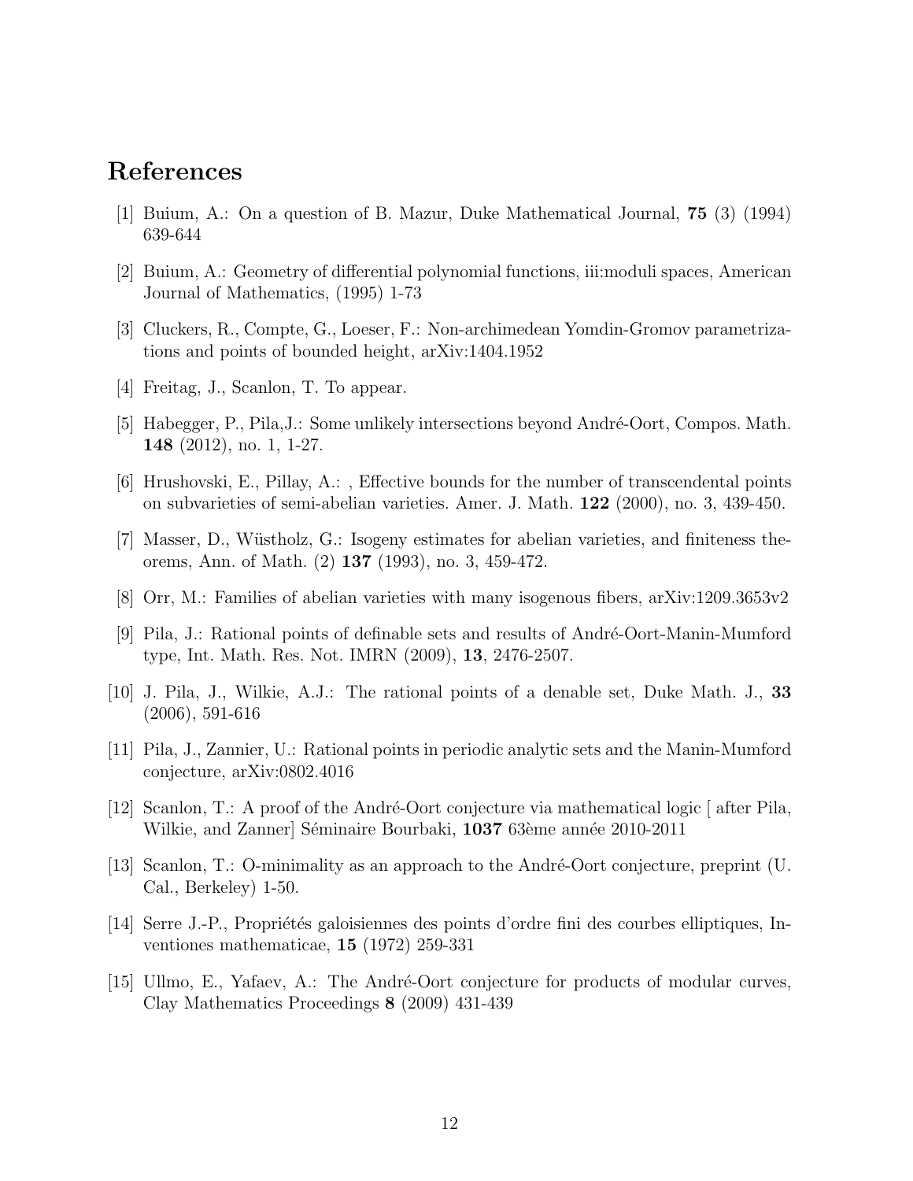# References

[1] Buium, A.: On a question of B. Mazur, Duke Mathematical Journal, **75** (3) (1994) 639-644

[2] Buium, A.: Geometry of differential polynomial functions, iii:moduli spaces, American Journal of Mathematics, (1995) 1-73

[3] Cluckers, R., Compte, G., Loeser, F.: Non-archimedean Yomdin-Gromov parametrizations and points of bounded height, arXiv:1404.1952

[4] Freitag, J., Scanlon, T. To appear.

[5] Habegger, P., Pila,J.: Some unlikely intersections beyond André-Oort, Compos. Math. **148** (2012), no. 1, 1-27.

[6] Hrushovski, E., Pillay, A.: , Effective bounds for the number of transcendental points on subvarieties of semi-abelian varieties. Amer. J. Math. **122** (2000), no. 3, 439-450.

[7] Masser, D., Wüstholz, G.: Isogeny estimates for abelian varieties, and finiteness theorems, Ann. of Math. (2) **137** (1993), no. 3, 459-472.

[8] Orr, M.: Families of abelian varieties with many isogenous fibers, arXiv:1209.3653v2

[9] Pila, J.: Rational points of definable sets and results of André-Oort-Manin-Mumford type, Int. Math. Res. Not. IMRN (2009), **13**, 2476-2507.

[10] J. Pila, J., Wilkie, A.J.: The rational points of a denable set, Duke Math. J., **33** (2006), 591-616

[11] Pila, J., Zannier, U.: Rational points in periodic analytic sets and the Manin-Mumford conjecture, arXiv:0802.4016

[12] Scanlon, T.: A proof of the André-Oort conjecture via mathematical logic [ after Pila, Wilkie, and Zanner] Séminaire Bourbaki, **1037** 63ème année 2010-2011

[13] Scanlon, T.: O-minimality as an approach to the André-Oort conjecture, preprint (U. Cal., Berkeley) 1-50.

[14] Serre J.-P., Propriétés galoisiennes des points d'ordre fini des courbes elliptiques, Inventiones mathematicae, **15** (1972) 259-331

[15] Ullmo, E., Yafaev, A.: The André-Oort conjecture for products of modular curves, Clay Mathematics Proceedings **8** (2009) 431-439